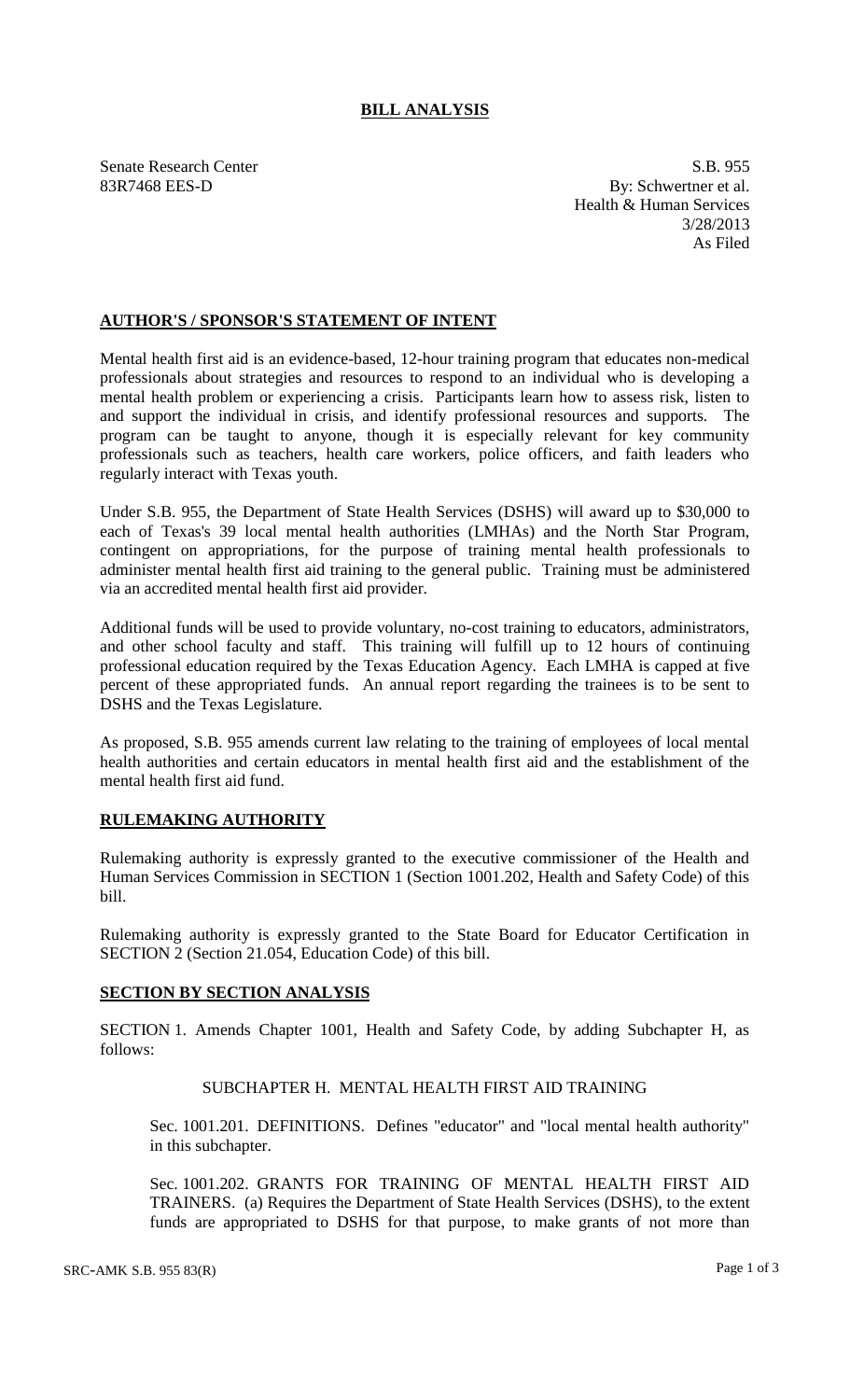# BILL ANALYSIS

Senate Research Center
83R7468 EES-D

S.B. 955
By: Schwertner et al.
Health & Human Services
3/28/2013
As Filed

## AUTHOR'S / SPONSOR'S STATEMENT OF INTENT

Mental health first aid is an evidence-based, 12-hour training program that educates non-medical professionals about strategies and resources to respond to an individual who is developing a mental health problem or experiencing a crisis. Participants learn how to assess risk, listen to and support the individual in crisis, and identify professional resources and supports. The program can be taught to anyone, though it is especially relevant for key community professionals such as teachers, health care workers, police officers, and faith leaders who regularly interact with Texas youth.

Under S.B. 955, the Department of State Health Services (DSHS) will award up to $30,000 to each of Texas's 39 local mental health authorities (LMHAs) and the North Star Program, contingent on appropriations, for the purpose of training mental health professionals to administer mental health first aid training to the general public. Training must be administered via an accredited mental health first aid provider.

Additional funds will be used to provide voluntary, no-cost training to educators, administrators, and other school faculty and staff. This training will fulfill up to 12 hours of continuing professional education required by the Texas Education Agency. Each LMHA is capped at five percent of these appropriated funds. An annual report regarding the trainees is to be sent to DSHS and the Texas Legislature.

As proposed, S.B. 955 amends current law relating to the training of employees of local mental health authorities and certain educators in mental health first aid and the establishment of the mental health first aid fund.

## RULEMAKING AUTHORITY

Rulemaking authority is expressly granted to the executive commissioner of the Health and Human Services Commission in SECTION 1 (Section 1001.202, Health and Safety Code) of this bill.

Rulemaking authority is expressly granted to the State Board for Educator Certification in SECTION 2 (Section 21.054, Education Code) of this bill.

## SECTION BY SECTION ANALYSIS

SECTION 1. Amends Chapter 1001, Health and Safety Code, by adding Subchapter H, as follows:

SUBCHAPTER H. MENTAL HEALTH FIRST AID TRAINING

Sec. 1001.201. DEFINITIONS. Defines "educator" and "local mental health authority" in this subchapter.

Sec. 1001.202. GRANTS FOR TRAINING OF MENTAL HEALTH FIRST AID TRAINERS. (a) Requires the Department of State Health Services (DSHS), to the extent funds are appropriated to DSHS for that purpose, to make grants of not more than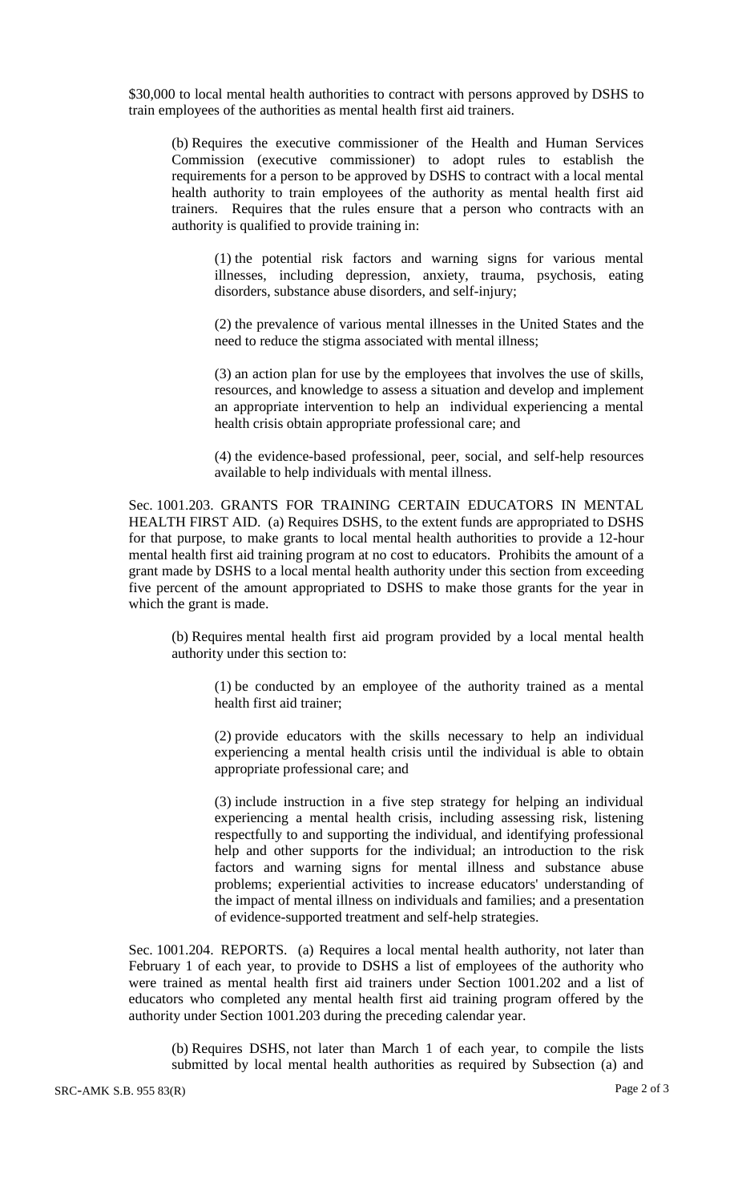$30,000 to local mental health authorities to contract with persons approved by DSHS to train employees of the authorities as mental health first aid trainers.

(b) Requires the executive commissioner of the Health and Human Services Commission (executive commissioner) to adopt rules to establish the requirements for a person to be approved by DSHS to contract with a local mental health authority to train employees of the authority as mental health first aid trainers. Requires that the rules ensure that a person who contracts with an authority is qualified to provide training in:

(1) the potential risk factors and warning signs for various mental illnesses, including depression, anxiety, trauma, psychosis, eating disorders, substance abuse disorders, and self-injury;

(2) the prevalence of various mental illnesses in the United States and the need to reduce the stigma associated with mental illness;

(3) an action plan for use by the employees that involves the use of skills, resources, and knowledge to assess a situation and develop and implement an appropriate intervention to help an individual experiencing a mental health crisis obtain appropriate professional care; and

(4) the evidence-based professional, peer, social, and self-help resources available to help individuals with mental illness.

Sec. 1001.203. GRANTS FOR TRAINING CERTAIN EDUCATORS IN MENTAL HEALTH FIRST AID. (a) Requires DSHS, to the extent funds are appropriated to DSHS for that purpose, to make grants to local mental health authorities to provide a 12-hour mental health first aid training program at no cost to educators. Prohibits the amount of a grant made by DSHS to a local mental health authority under this section from exceeding five percent of the amount appropriated to DSHS to make those grants for the year in which the grant is made.

(b) Requires mental health first aid program provided by a local mental health authority under this section to:

(1) be conducted by an employee of the authority trained as a mental health first aid trainer;

(2) provide educators with the skills necessary to help an individual experiencing a mental health crisis until the individual is able to obtain appropriate professional care; and

(3) include instruction in a five step strategy for helping an individual experiencing a mental health crisis, including assessing risk, listening respectfully to and supporting the individual, and identifying professional help and other supports for the individual; an introduction to the risk factors and warning signs for mental illness and substance abuse problems; experiential activities to increase educators' understanding of the impact of mental illness on individuals and families; and a presentation of evidence-supported treatment and self-help strategies.

Sec. 1001.204. REPORTS. (a) Requires a local mental health authority, not later than February 1 of each year, to provide to DSHS a list of employees of the authority who were trained as mental health first aid trainers under Section 1001.202 and a list of educators who completed any mental health first aid training program offered by the authority under Section 1001.203 during the preceding calendar year.

(b) Requires DSHS, not later than March 1 of each year, to compile the lists submitted by local mental health authorities as required by Subsection (a) and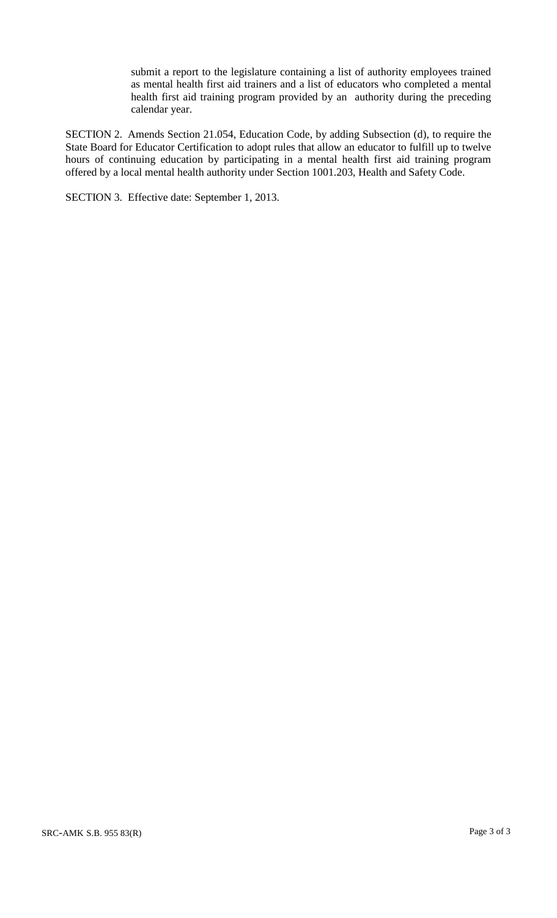submit a report to the legislature containing a list of authority employees trained as mental health first aid trainers and a list of educators who completed a mental health first aid training program provided by an authority during the preceding calendar year.

SECTION 2. Amends Section 21.054, Education Code, by adding Subsection (d), to require the State Board for Educator Certification to adopt rules that allow an educator to fulfill up to twelve hours of continuing education by participating in a mental health first aid training program offered by a local mental health authority under Section 1001.203, Health and Safety Code.

SECTION 3. Effective date: September 1, 2013.